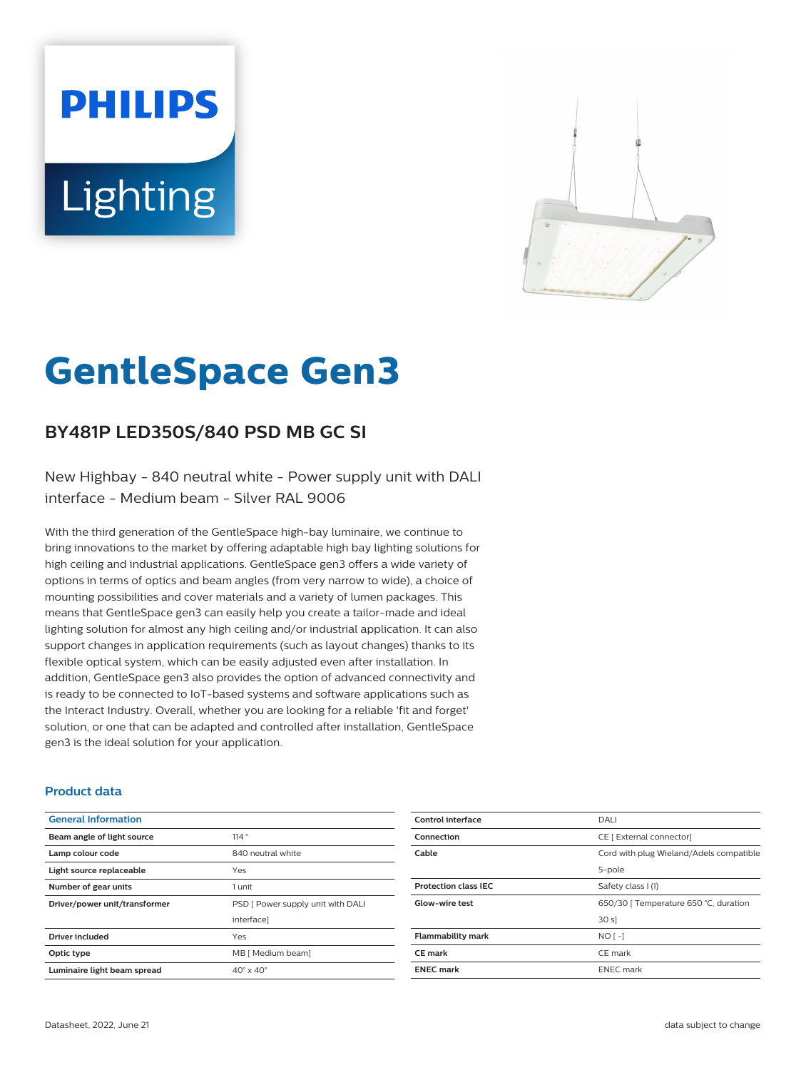PHILIPS

Lighting

# GentleSpace Gen3

## BY481P LED350S/840 PSD MB GC SI

New Highbay - 840 neutral white - Power supply unit with DALI interface - Medium beam - Silver RAL 9006

With the third generation of the GentleSpace high-bay luminaire, we continue to bring innovations to the market by offering adaptable high bay lighting solutions for high ceiling and industrial applications. GentleSpace gen3 offers a wide variety of options in terms of optics and beam angles (from very narrow to wide), a choice of mounting possibilities and cover materials and a variety of lumen packages. This means that GentleSpace gen3 can easily help you create a tailor-made and ideal lighting solution for almost any high ceiling and/or industrial application. It can also support changes in application requirements (such as layout changes) thanks to its flexible optical system, which can be easily adjusted even after installation. In addition, GentleSpace gen3 also provides the option of advanced connectivity and is ready to be connected to IoT-based systems and software applications such as the Interact Industry. Overall, whether you are looking for a reliable 'fit and forget' solution, or one that can be adapted and controlled after installation, GentleSpace gen3 is the ideal solution for your application.

### Product data

| General Information | |
|---|---|
| Beam angle of light source | 114 ° |
| Lamp colour code | 840 neutral white |
| Light source replaceable | Yes |
| Number of gear units | 1 unit |
| Driver/power unit/transformer | PSD [ Power supply unit with DALI interface] |
| Driver included | Yes |
| Optic type | MB [ Medium beam] |
| Luminaire light beam spread | 40° x 40° |

| | |
|---|---|
| Control interface | DALI |
| Connection | CE [ External connector] |
| Cable | Cord with plug Wieland/Adels compatible 5-pole |
| Protection class IEC | Safety class I (I) |
| Glow-wire test | 650/30 [ Temperature 650 °C, duration 30 s] |
| Flammability mark | NO [ -] |
| CE mark | CE mark |
| ENEC mark | ENEC mark |

Datasheet, 2022, June 21

data subject to change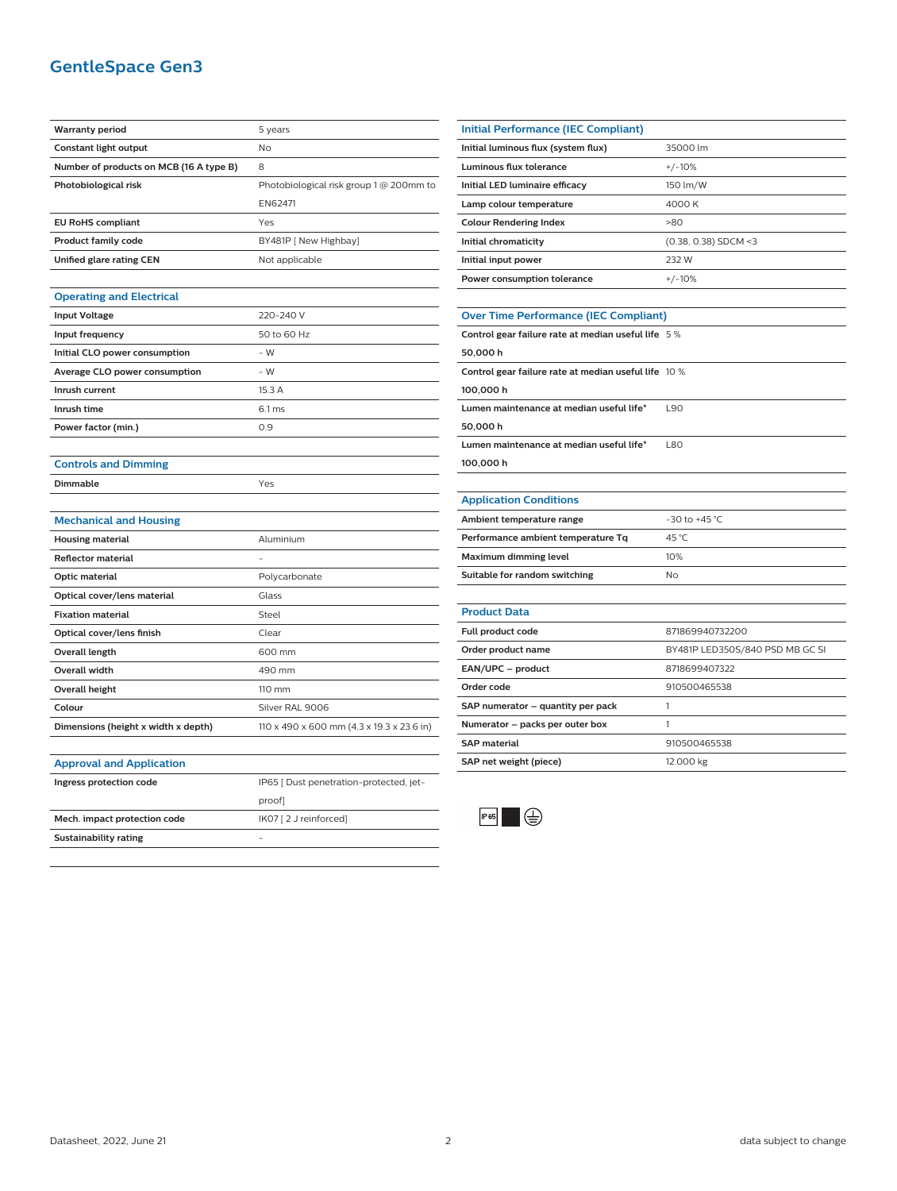# GentleSpace Gen3

| | |
|---|---|
| **Warranty period** | 5 years |
| **Constant light output** | No |
| **Number of products on MCB (16 A type B)** | 8 |
| **Photobiological risk** | Photobiological risk group 1 @ 200mm to EN62471 |
| **EU RoHS compliant** | Yes |
| **Product family code** | BY481P [ New Highbay] |
| **Unified glare rating CEN** | Not applicable |

## Operating and Electrical

| | |
|---|---|
| **Input Voltage** | 220-240 V |
| **Input frequency** | 50 to 60 Hz |
| **Initial CLO power consumption** | - W |
| **Average CLO power consumption** | - W |
| **Inrush current** | 15.3 A |
| **Inrush time** | 6.1 ms |
| **Power factor (min.)** | 0.9 |

## Controls and Dimming

| | |
|---|---|
| **Dimmable** | Yes |

## Mechanical and Housing

| | |
|---|---|
| **Housing material** | Aluminium |
| **Reflector material** | - |
| **Optic material** | Polycarbonate |
| **Optical cover/lens material** | Glass |
| **Fixation material** | Steel |
| **Optical cover/lens finish** | Clear |
| **Overall length** | 600 mm |
| **Overall width** | 490 mm |
| **Overall height** | 110 mm |
| **Colour** | Silver RAL 9006 |
| **Dimensions (height x width x depth)** | 110 x 490 x 600 mm (4.3 x 19.3 x 23.6 in) |

## Approval and Application

| | |
|---|---|
| **Ingress protection code** | IP65 [ Dust penetration-protected, jet-proof] |
| **Mech. impact protection code** | IK07 [ 2 J reinforced] |
| **Sustainability rating** | - |

## Initial Performance (IEC Compliant)

| | |
|---|---|
| **Initial luminous flux (system flux)** | 35000 lm |
| **Luminous flux tolerance** | +/-10% |
| **Initial LED luminaire efficacy** | 150 lm/W |
| **Lamp colour temperature** | 4000 K |
| **Colour Rendering Index** | >80 |
| **Initial chromaticity** | (0.38, 0.38) SDCM <3 |
| **Initial input power** | 232 W |
| **Power consumption tolerance** | +/-10% |

## Over Time Performance (IEC Compliant)

| | |
|---|---|
| **Control gear failure rate at median useful life 50,000 h** | 5 % |
| **Control gear failure rate at median useful life 100,000 h** | 10 % |
| **Lumen maintenance at median useful life* 50,000 h** | L90 |
| **Lumen maintenance at median useful life* 100,000 h** | L80 |

## Application Conditions

| | |
|---|---|
| **Ambient temperature range** | -30 to +45 °C |
| **Performance ambient temperature Tq** | 45 °C |
| **Maximum dimming level** | 10% |
| **Suitable for random switching** | No |

## Product Data

| | |
|---|---|
| **Full product code** | 871869940732200 |
| **Order product name** | BY481P LED350S/840 PSD MB GC SI |
| **EAN/UPC – product** | 8718699407322 |
| **Order code** | 910500465538 |
| **SAP numerator – quantity per pack** | 1 |
| **Numerator – packs per outer box** | 1 |
| **SAP material** | 910500465538 |
| **SAP net weight (piece)** | 12.000 kg |

IP65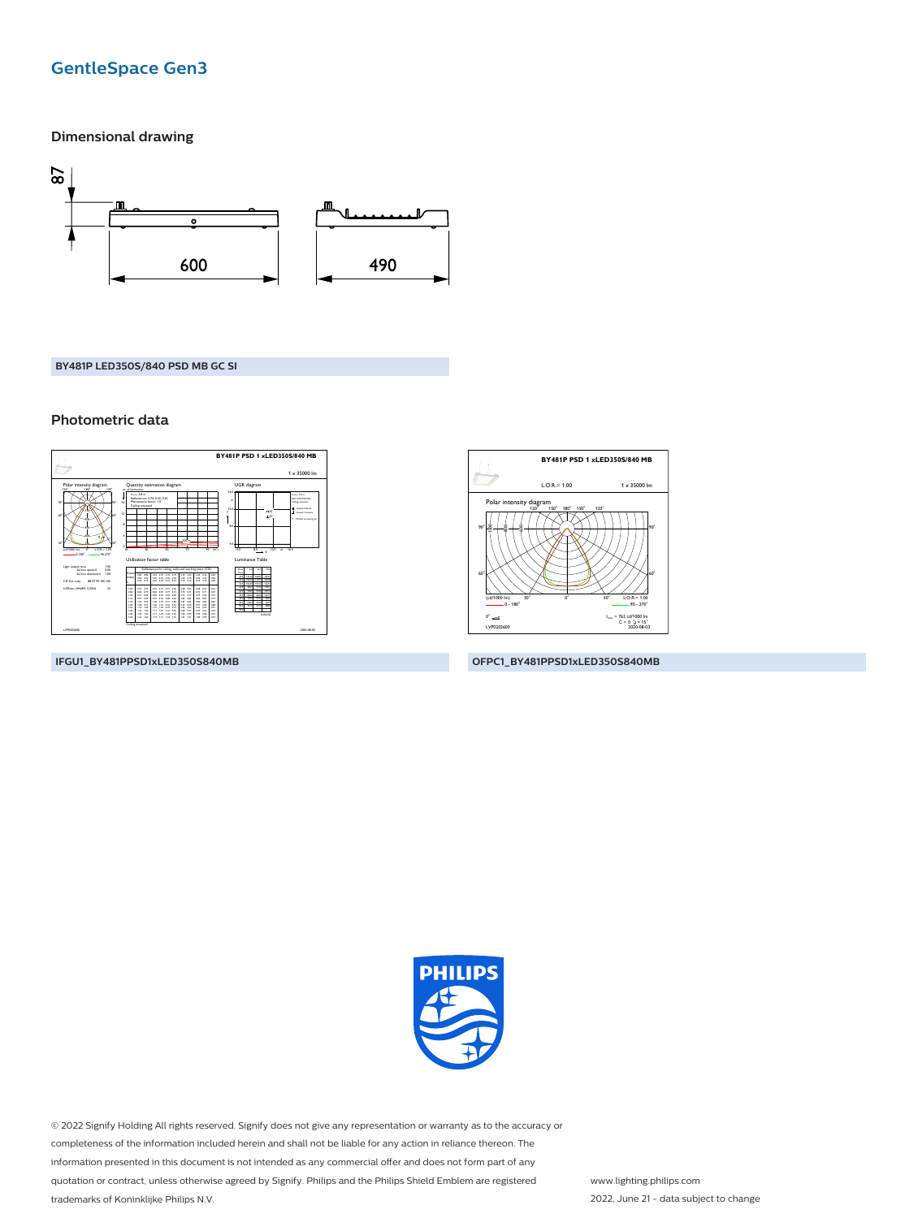# GentleSpace Gen3

## Dimensional drawing

87

600

490

BY481P LED350S/840 PSD MB GC SI

## Photometric data

BY481P PSD 1 xLED350S/840 MB

1 x 35000 lm

IFGU1_BY481PPSD1xLED350S840MB

BY481P PSD 1 xLED350S/840 MB

L.O.R.= 1.00

1 x 35000 lm

Polar intensity diagram

(cd/1000 lm)

0 - 180°

90 - 270°

L.O.R.= 1.00

$I_{max}$ = 762 cd/1000 lm

C = 0 γ = 15°

2020-08-03

LVP0202600

OFPC1_BY481PPSD1xLED350S840MB

© 2022 Signify Holding All rights reserved. Signify does not give any representation or warranty as to the accuracy or completeness of the information included herein and shall not be liable for any action in reliance thereon. The information presented in this document is not intended as any commercial offer and does not form part of any quotation or contract, unless otherwise agreed by Signify. Philips and the Philips Shield Emblem are registered trademarks of Koninklijke Philips N.V.

www.lighting.philips.com

2022, June 21 - data subject to change